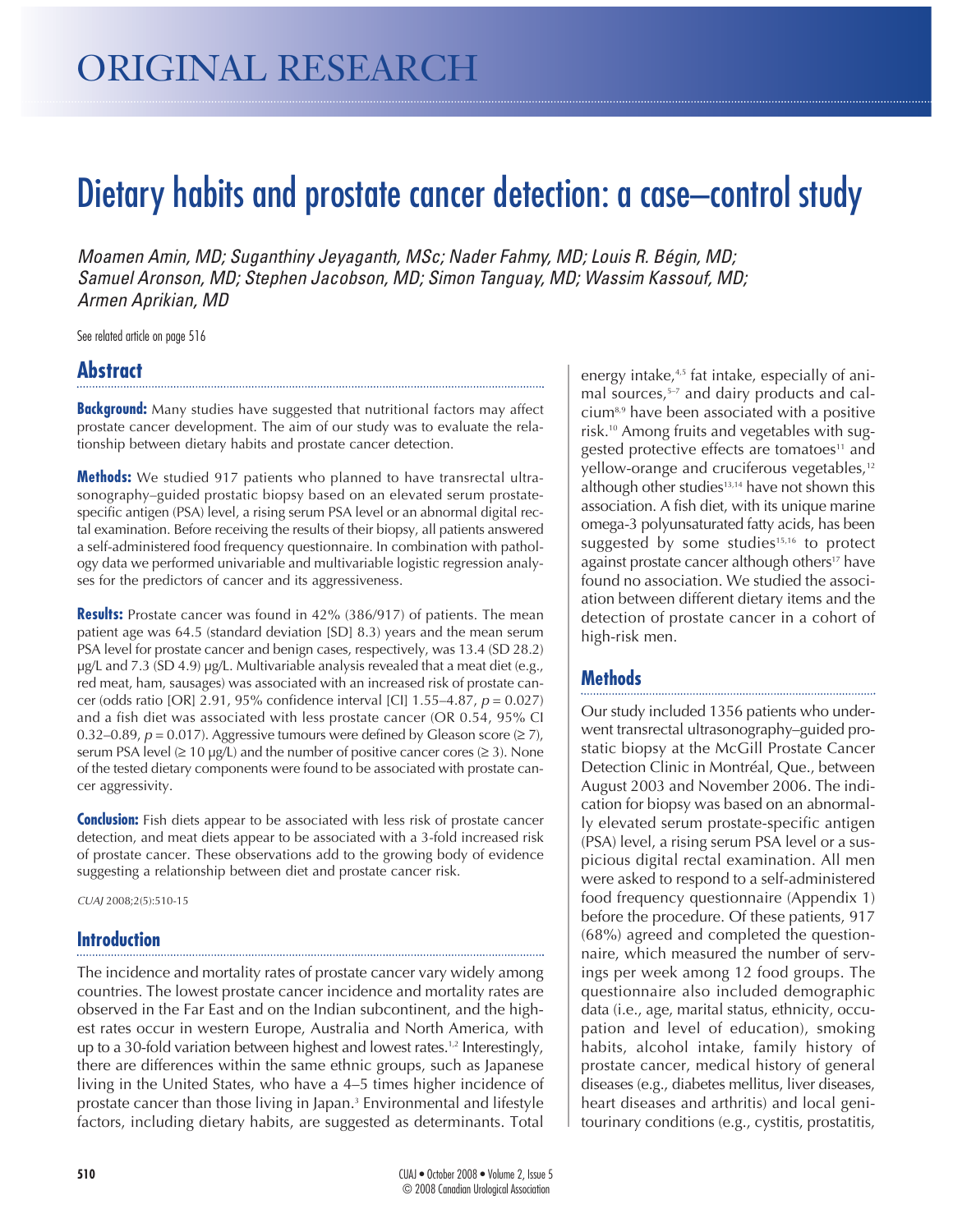ORIGINAL RESEARCH

# Dietary habits and prostate cancer detection: a case–control study

*Moamen Amin, MD; Suganthiny Jeyaganth, MSc; Nader Fahmy, MD; Louis R. Bégin, MD; Samuel Aronson, MD; Stephen Jacobson, MD; Simon Tanguay, MD; Wassim Kassouf, MD; Armen Aprikian, MD*

See related article on page 516

## Abstract

**Background:** Many studies have suggested that nutritional factors may affect prostate cancer development. The aim of our study was to evaluate the relationship between dietary habits and prostate cancer detection.

**Methods:** We studied 917 patients who planned to have transrectal ultrasonography–guided prostatic biopsy based on an elevated serum prostate-specific antigen (PSA) level, a rising serum PSA level or an abnormal digital rectal examination. Before receiving the results of their biopsy, all patients answered a self-administered food frequency questionnaire. In combination with pathology data we performed univariable and multivariable logistic regression analyses for the predictors of cancer and its aggressiveness.

**Results:** Prostate cancer was found in 42% (386/917) of patients. The mean patient age was 64.5 (standard deviation [SD] 8.3) years and the mean serum PSA level for prostate cancer and benign cases, respectively, was 13.4 (SD 28.2) µg/L and 7.3 (SD 4.9) µg/L. Multivariable analysis revealed that a meat diet (e.g., red meat, ham, sausages) was associated with an increased risk of prostate cancer (odds ratio [OR] 2.91, 95% confidence interval [CI] 1.55–4.87, $p = 0.027$) and a fish diet was associated with less prostate cancer (OR 0.54, 95% CI 0.32–0.89, $p = 0.017$). Aggressive tumours were defined by Gleason score (≥ 7), serum PSA level (≥ 10 µg/L) and the number of positive cancer cores (≥ 3). None of the tested dietary components were found to be associated with prostate cancer aggressivity.

**Conclusion:** Fish diets appear to be associated with less risk of prostate cancer detection, and meat diets appear to be associated with a 3-fold increased risk of prostate cancer. These observations add to the growing body of evidence suggesting a relationship between diet and prostate cancer risk.

*CUAJ* 2008;2(5):510-15

## Introduction

The incidence and mortality rates of prostate cancer vary widely among countries. The lowest prostate cancer incidence and mortality rates are observed in the Far East and on the Indian subcontinent, and the highest rates occur in western Europe, Australia and North America, with up to a 30-fold variation between highest and lowest rates.[1,2] Interestingly, there are differences within the same ethnic groups, such as Japanese living in the United States, who have a 4–5 times higher incidence of prostate cancer than those living in Japan.[3] Environmental and lifestyle factors, including dietary habits, are suggested as determinants. Total energy intake,[4,5] fat intake, especially of animal sources,[5–7] and dairy products and calcium[8,9] have been associated with a positive risk.[10] Among fruits and vegetables with suggested protective effects are tomatoes[11] and yellow-orange and cruciferous vegetables,[12] although other studies[13,14] have not shown this association. A fish diet, with its unique marine omega-3 polyunsaturated fatty acids, has been suggested by some studies[15,16] to protect against prostate cancer although others[17] have found no association. We studied the association between different dietary items and the detection of prostate cancer in a cohort of high-risk men.

## Methods

Our study included 1356 patients who underwent transrectal ultrasonography–guided prostatic biopsy at the McGill Prostate Cancer Detection Clinic in Montréal, Que., between August 2003 and November 2006. The indication for biopsy was based on an abnormally elevated serum prostate-specific antigen (PSA) level, a rising serum PSA level or a suspicious digital rectal examination. All men were asked to respond to a self-administered food frequency questionnaire (Appendix 1) before the procedure. Of these patients, 917 (68%) agreed and completed the questionnaire, which measured the number of servings per week among 12 food groups. The questionnaire also included demographic data (i.e., age, marital status, ethnicity, occupation and level of education), smoking habits, alcohol intake, family history of prostate cancer, medical history of general diseases (e.g., diabetes mellitus, liver diseases, heart diseases and arthritis) and local genitourinary conditions (e.g., cystitis, prostatitis,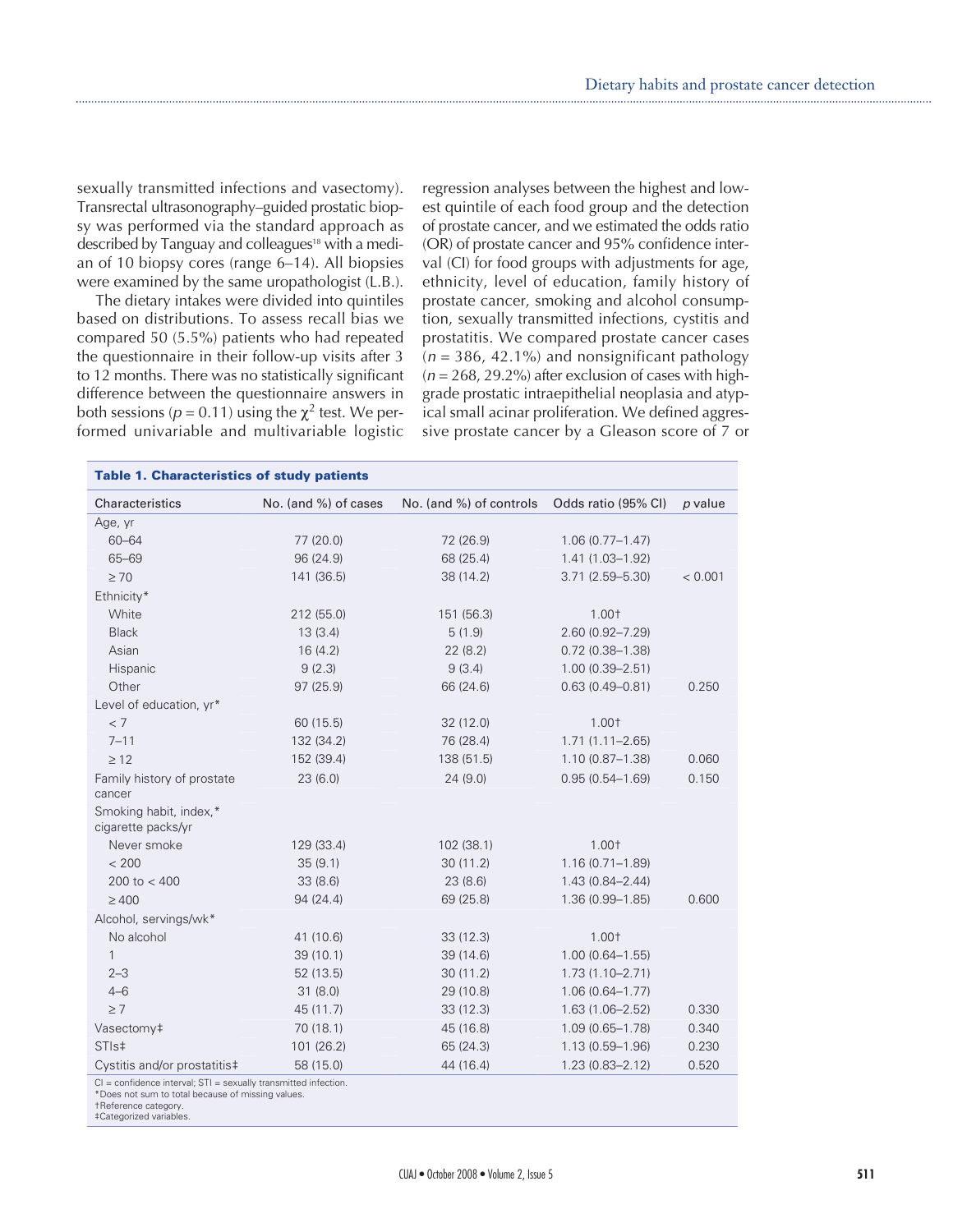sexually transmitted infections and vasectomy). Transrectal ultrasonography–guided prostatic biopsy was performed via the standard approach as described by Tanguay and colleagues[18] with a median of 10 biopsy cores (range 6–14). All biopsies were examined by the same uropathologist (L.B.).

The dietary intakes were divided into quintiles based on distributions. To assess recall bias we compared 50 (5.5%) patients who had repeated the questionnaire in their follow-up visits after 3 to 12 months. There was no statistically significant difference between the questionnaire answers in both sessions ($p = 0.11$) using the $\chi^2$ test. We performed univariable and multivariable logistic regression analyses between the highest and lowest quintile of each food group and the detection of prostate cancer, and we estimated the odds ratio (OR) of prostate cancer and 95% confidence interval (CI) for food groups with adjustments for age, ethnicity, level of education, family history of prostate cancer, smoking and alcohol consumption, sexually transmitted infections, cystitis and prostatitis. We compared prostate cancer cases ($n = 386$, 42.1%) and nonsignificant pathology ($n = 268$, 29.2%) after exclusion of cases with high-grade prostatic intraepithelial neoplasia and atypical small acinar proliferation. We defined aggressive prostate cancer by a Gleason score of 7 or

**Table 1. Characteristics of study patients**

| Characteristics | No. (and %) of cases | No. (and %) of controls | Odds ratio (95% CI) | *p* value |
|---|---|---|---|---|
| Age, yr | | | | |
| 60–64 | 77 (20.0) | 72 (26.9) | 1.06 (0.77–1.47) | |
| 65–69 | 96 (24.9) | 68 (25.4) | 1.41 (1.03–1.92) | |
| ≥ 70 | 141 (36.5) | 38 (14.2) | 3.71 (2.59–5.30) | < 0.001 |
| Ethnicity* | | | | |
| White | 212 (55.0) | 151 (56.3) | 1.00† | |
| Black | 13 (3.4) | 5 (1.9) | 2.60 (0.92–7.29) | |
| Asian | 16 (4.2) | 22 (8.2) | 0.72 (0.38–1.38) | |
| Hispanic | 9 (2.3) | 9 (3.4) | 1.00 (0.39–2.51) | |
| Other | 97 (25.9) | 66 (24.6) | 0.63 (0.49–0.81) | 0.250 |
| Level of education, yr* | | | | |
| < 7 | 60 (15.5) | 32 (12.0) | 1.00† | |
| 7–11 | 132 (34.2) | 76 (28.4) | 1.71 (1.11–2.65) | |
| ≥ 12 | 152 (39.4) | 138 (51.5) | 1.10 (0.87–1.38) | 0.060 |
| Family history of prostate cancer | 23 (6.0) | 24 (9.0) | 0.95 (0.54–1.69) | 0.150 |
| Smoking habit, index,* cigarette packs/yr | | | | |
| Never smoke | 129 (33.4) | 102 (38.1) | 1.00† | |
| < 200 | 35 (9.1) | 30 (11.2) | 1.16 (0.71–1.89) | |
| 200 to < 400 | 33 (8.6) | 23 (8.6) | 1.43 (0.84–2.44) | |
| ≥ 400 | 94 (24.4) | 69 (25.8) | 1.36 (0.99–1.85) | 0.600 |
| Alcohol, servings/wk* | | | | |
| No alcohol | 41 (10.6) | 33 (12.3) | 1.00† | |
| 1 | 39 (10.1) | 39 (14.6) | 1.00 (0.64–1.55) | |
| 2–3 | 52 (13.5) | 30 (11.2) | 1.73 (1.10–2.71) | |
| 4–6 | 31 (8.0) | 29 (10.8) | 1.06 (0.64–1.77) | |
| ≥ 7 | 45 (11.7) | 33 (12.3) | 1.63 (1.06–2.52) | 0.330 |
| Vasectomy‡ | 70 (18.1) | 45 (16.8) | 1.09 (0.65–1.78) | 0.340 |
| STIs‡ | 101 (26.2) | 65 (24.3) | 1.13 (0.59–1.96) | 0.230 |
| Cystitis and/or prostatitis‡ | 58 (15.0) | 44 (16.4) | 1.23 (0.83–2.12) | 0.520 |

CI = confidence interval; STI = sexually transmitted infection.
*Does not sum to total because of missing values.
†Reference category.
‡Categorized variables.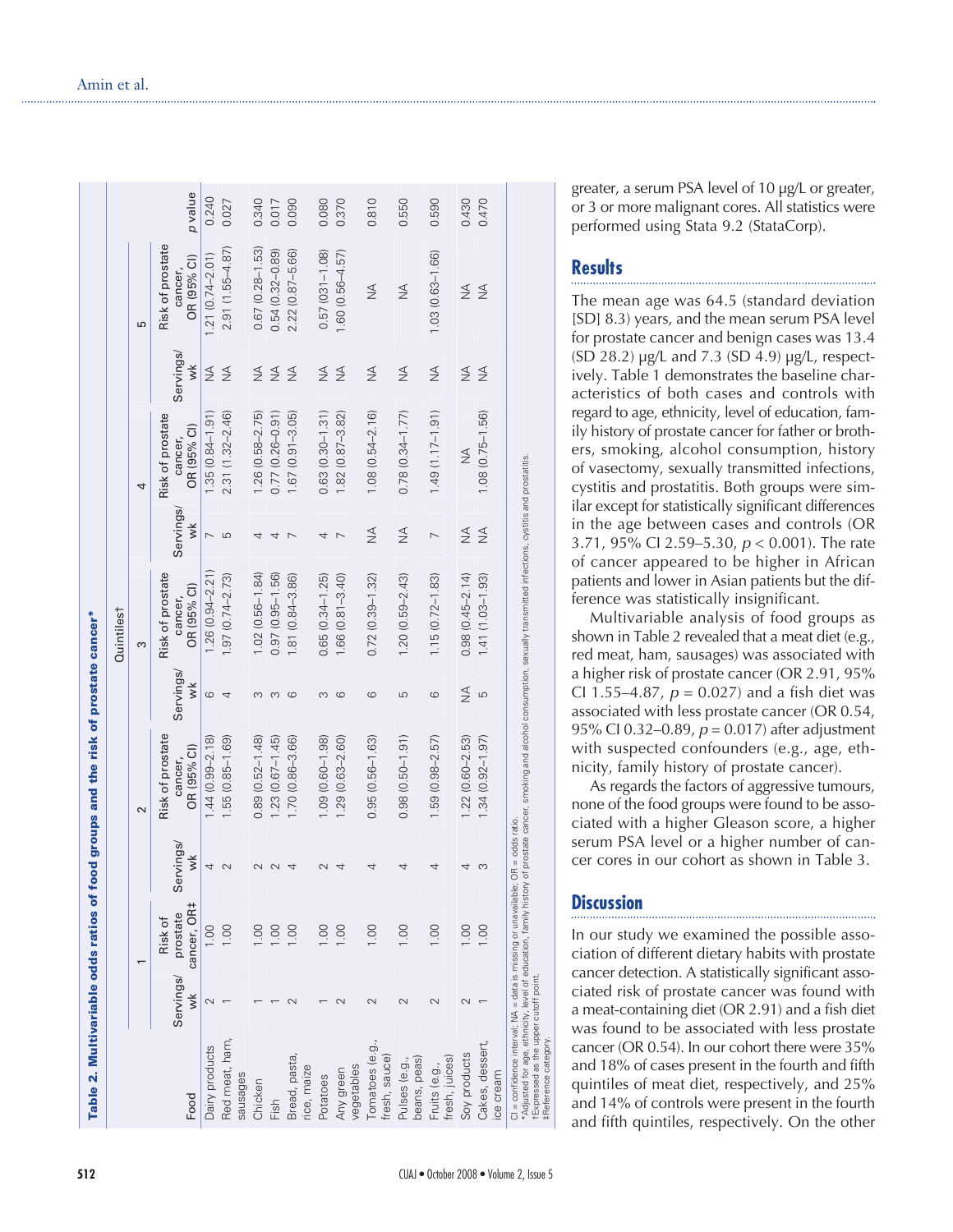**Table 2. Multivariable odds ratios of food groups and the risk of prostate cancer***

| Food | Quintiles† | | | | | | | | | | |
|---|---|---|---|---|---|---|---|---|---|---|---|
| | 1 | | 2 | | 3 | | 4 | | 5 | | |
| | Servings/wk | Risk of prostate cancer, OR‡ | Servings/wk | Risk of prostate cancer, OR (95% CI) | Servings/wk | Risk of prostate cancer, OR (95% CI) | Servings/wk | Risk of prostate cancer, OR (95% CI) | Servings/wk | Risk of prostate cancer, OR (95% CI) | p value |
| Dairy products | 2 | 1.00 | 4 | 1.44 (0.99–2.18) | 6 | 1.26 (0.94–2.21) | 7 | 1.35 (0.84–1.91) | NA | 1.21 (0.74–2.01) | 0.240 |
| Red meat, ham, sausages | 1 | 1.00 | 2 | 1.55 (0.85–1.69) | 4 | 1.97 (0.74–2.73) | 5 | 2.31 (1.32–2.46) | NA | 2.91 (1.55–4.87) | 0.027 |
| Chicken | 1 | 1.00 | 2 | 0.89 (0.52–1.48) | 3 | 1.02 (0.56–1.84) | 4 | 1.26 (0.58–2.75) | NA | 0.67 (0.28–1.53) | 0.340 |
| Fish | 1 | 1.00 | 2 | 1.23 (0.67–1.45) | 3 | 0.97 (0.95–1.56) | 4 | 0.77 (0.26–0.91) | NA | 0.54 (0.32–0.89) | 0.017 |
| Bread, pasta, rice, maize | 2 | 1.00 | 4 | 1.70 (0.86–3.66) | 6 | 1.81 (0.84–3.86) | 7 | 1.67 (0.91–3.05) | NA | 2.22 (0.87–5.66) | 0.090 |
| Potatoes | 1 | 1.00 | 2 | 1.09 (0.60–1.98) | 3 | 0.65 (0.34–1.25) | 4 | 0.63 (0.30–1.31) | NA | 0.57 (031–1.08) | 0.080 |
| Any green vegetables | 2 | 1.00 | 4 | 1.29 (0.63–2.60) | 6 | 1.66 (0.81–3.40) | 7 | 1.82 (0.87–3.82) | NA | 1.60 (0.56–4.57) | 0.370 |
| Tomatoes (e.g., fresh, sauce) | 2 | 1.00 | 4 | 0.95 (0.56–1.63) | 6 | 0.72 (0.39–1.32) | NA | 1.08 (0.54–2.16) | NA | NA | 0.810 |
| Pulses (e.g., beans, peas) | 2 | 1.00 | 4 | 0.98 (0.50–1.91) | 5 | 1.20 (0.59–2.43) | NA | 0.78 (0.34–1.77) | NA | NA | 0.550 |
| Fruits (e.g., fresh, juices) | 2 | 1.00 | 4 | 1.59 (0.98–2.57) | 6 | 1.15 (0.72–1.83) | 7 | 1.49 (1.17–1.91) | NA | 1.03 (0.63–1.66) | 0.590 |
| Soy products | 2 | 1.00 | 4 | 1.22 (0.60–2.53) | NA | 0.98 (0.45–2.14) | NA | NA | NA | NA | 0.430 |
| Cakes, dessert, ice cream | 1 | 1.00 | 3 | 1.34 (0.92–1.97) | 5 | 1.41 (1.03–1.93) | NA | 1.08 (0.75–1.56) | NA | NA | 0.470 |

CI = confidence interval; NA = data is missing or unavailable; OR = odds ratio.
*Adjusted for age, ethnicity, level of education, family history of prostate cancer, smoking and alcohol consumption, sexually transmitted infections, cystitis and prostatitis.
†Expressed as the upper cutoff point.
‡Reference category.

greater, a serum PSA level of 10 µg/L or greater, or 3 or more malignant cores. All statistics were performed using Stata 9.2 (StataCorp).

## Results

The mean age was 64.5 (standard deviation [SD] 8.3) years, and the mean serum PSA level for prostate cancer and benign cases was 13.4 (SD 28.2) µg/L and 7.3 (SD 4.9) µg/L, respectively. Table 1 demonstrates the baseline characteristics of both cases and controls with regard to age, ethnicity, level of education, family history of prostate cancer for father or brothers, smoking, alcohol consumption, history of vasectomy, sexually transmitted infections, cystitis and prostatitis. Both groups were similar except for statistically significant differences in the age between cases and controls (OR 3.71, 95% CI 2.59–5.30, $p < 0.001$). The rate of cancer appeared to be higher in African patients and lower in Asian patients but the difference was statistically insignificant.

Multivariable analysis of food groups as shown in Table 2 revealed that a meat diet (e.g., red meat, ham, sausages) was associated with a higher risk of prostate cancer (OR 2.91, 95% CI 1.55–4.87, $p = 0.027$) and a fish diet was associated with less prostate cancer (OR 0.54, 95% CI 0.32–0.89, $p = 0.017$) after adjustment with suspected confounders (e.g., age, ethnicity, family history of prostate cancer).

As regards the factors of aggressive tumours, none of the food groups were found to be associated with a higher Gleason score, a higher serum PSA level or a higher number of cancer cores in our cohort as shown in Table 3.

## Discussion

In our study we examined the possible association of different dietary habits with prostate cancer detection. A statistically significant associated risk of prostate cancer was found with a meat-containing diet (OR 2.91) and a fish diet was found to be associated with less prostate cancer (OR 0.54). In our cohort there were 35% and 18% of cases present in the fourth and fifth quintiles of meat diet, respectively, and 25% and 14% of controls were present in the fourth and fifth quintiles, respectively. On the other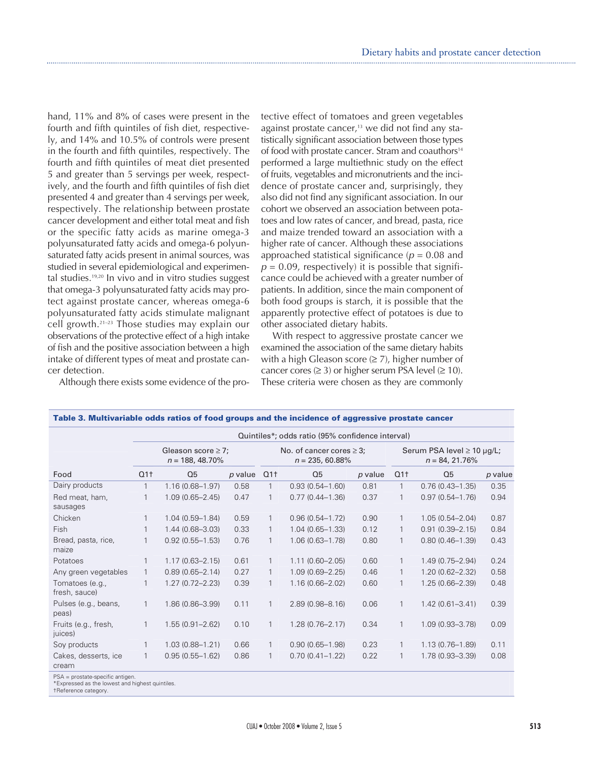hand, 11% and 8% of cases were present in the fourth and fifth quintiles of fish diet, respectively, and 14% and 10.5% of controls were present in the fourth and fifth quintiles, respectively. The fourth and fifth quintiles of meat diet presented 5 and greater than 5 servings per week, respectively, and the fourth and fifth quintiles of fish diet presented 4 and greater than 4 servings per week, respectively. The relationship between prostate cancer development and either total meat and fish or the specific fatty acids as marine omega-3 polyunsaturated fatty acids and omega-6 polyunsaturated fatty acids present in animal sources, was studied in several epidemiological and experimental studies.[19,20] In vivo and in vitro studies suggest that omega-3 polyunsaturated fatty acids may protect against prostate cancer, whereas omega-6 polyunsaturated fatty acids stimulate malignant cell growth.[21–23] Those studies may explain our observations of the protective effect of a high intake of fish and the positive association between a high intake of different types of meat and prostate cancer detection.

Although there exists some evidence of the protective effect of tomatoes and green vegetables against prostate cancer,[13] we did not find any statistically significant association between those types of food with prostate cancer. Stram and coauthors[14] performed a large multiethnic study on the effect of fruits, vegetables and micronutrients and the incidence of prostate cancer and, surprisingly, they also did not find any significant association. In our cohort we observed an association between potatoes and low rates of cancer, and bread, pasta, rice and maize trended toward an association with a higher rate of cancer. Although these associations approached statistical significance ($p = 0.08$ and $p = 0.09$, respectively) it is possible that significance could be achieved with a greater number of patients. In addition, since the main component of both food groups is starch, it is possible that the apparently protective effect of potatoes is due to other associated dietary habits.

With respect to aggressive prostate cancer we examined the association of the same dietary habits with a high Gleason score (≥ 7), higher number of cancer cores (≥ 3) or higher serum PSA level (≥ 10). These criteria were chosen as they are commonly

**Table 3. Multivariable odds ratios of food groups and the incidence of aggressive prostate cancer**

| | Quintiles*; odds ratio (95% confidence interval) | | | | | | | | |
|---|---|---|---|---|---|---|---|---|---|
| | Gleason score ≥ 7; *n* = 188, 48.70% | | | No. of cancer cores ≥ 3; *n* = 235, 60.88% | | | Serum PSA level ≥ 10 µg/L; *n* = 84, 21.76% | | |
| Food | Q1† | Q5 | *p* value | Q1† | Q5 | *p* value | Q1† | Q5 | *p* value |
| Dairy products | 1 | 1.16 (0.68–1.97) | 0.58 | 1 | 0.93 (0.54–1.60) | 0.81 | 1 | 0.76 (0.43–1.35) | 0.35 |
| Red meat, ham, sausages | 1 | 1.09 (0.65–2.45) | 0.47 | 1 | 0.77 (0.44–1.36) | 0.37 | 1 | 0.97 (0.54–1.76) | 0.94 |
| Chicken | 1 | 1.04 (0.59–1.84) | 0.59 | 1 | 0.96 (0.54–1.72) | 0.90 | 1 | 1.05 (0.54–2.04) | 0.87 |
| Fish | 1 | 1.44 (0.68–3.03) | 0.33 | 1 | 1.04 (0.65–1.33) | 0.12 | 1 | 0.91 (0.39–2.15) | 0.84 |
| Bread, pasta, rice, maize | 1 | 0.92 (0.55–1.53) | 0.76 | 1 | 1.06 (0.63–1.78) | 0.80 | 1 | 0.80 (0.46–1.39) | 0.43 |
| Potatoes | 1 | 1.17 (0.63–2.15) | 0.61 | 1 | 1.11 (0.60–2.05) | 0.60 | 1 | 1.49 (0.75–2.94) | 0.24 |
| Any green vegetables | 1 | 0.89 (0.65–2.14) | 0.27 | 1 | 1.09 (0.69–2.25) | 0.46 | 1 | 1.20 (0.62–2.32) | 0.58 |
| Tomatoes (e.g., fresh, sauce) | 1 | 1.27 (0.72–2.23) | 0.39 | 1 | 1.16 (0.66–2.02) | 0.60 | 1 | 1.25 (0.66–2.39) | 0.48 |
| Pulses (e.g., beans, peas) | 1 | 1.86 (0.86–3.99) | 0.11 | 1 | 2.89 (0.98–8.16) | 0.06 | 1 | 1.42 (0.61–3.41) | 0.39 |
| Fruits (e.g., fresh, juices) | 1 | 1.55 (0.91–2.62) | 0.10 | 1 | 1.28 (0.76–2.17) | 0.34 | 1 | 1.09 (0.93–3.78) | 0.09 |
| Soy products | 1 | 1.03 (0.88–1.21) | 0.66 | 1 | 0.90 (0.65–1.98) | 0.23 | 1 | 1.13 (0.76–1.89) | 0.11 |
| Cakes, desserts, ice cream | 1 | 0.95 (0.55–1.62) | 0.86 | 1 | 0.70 (0.41–1.22) | 0.22 | 1 | 1.78 (0.93–3.39) | 0.08 |

PSA = prostate-specific antigen.
*Expressed as the lowest and highest quintiles.
†Reference category.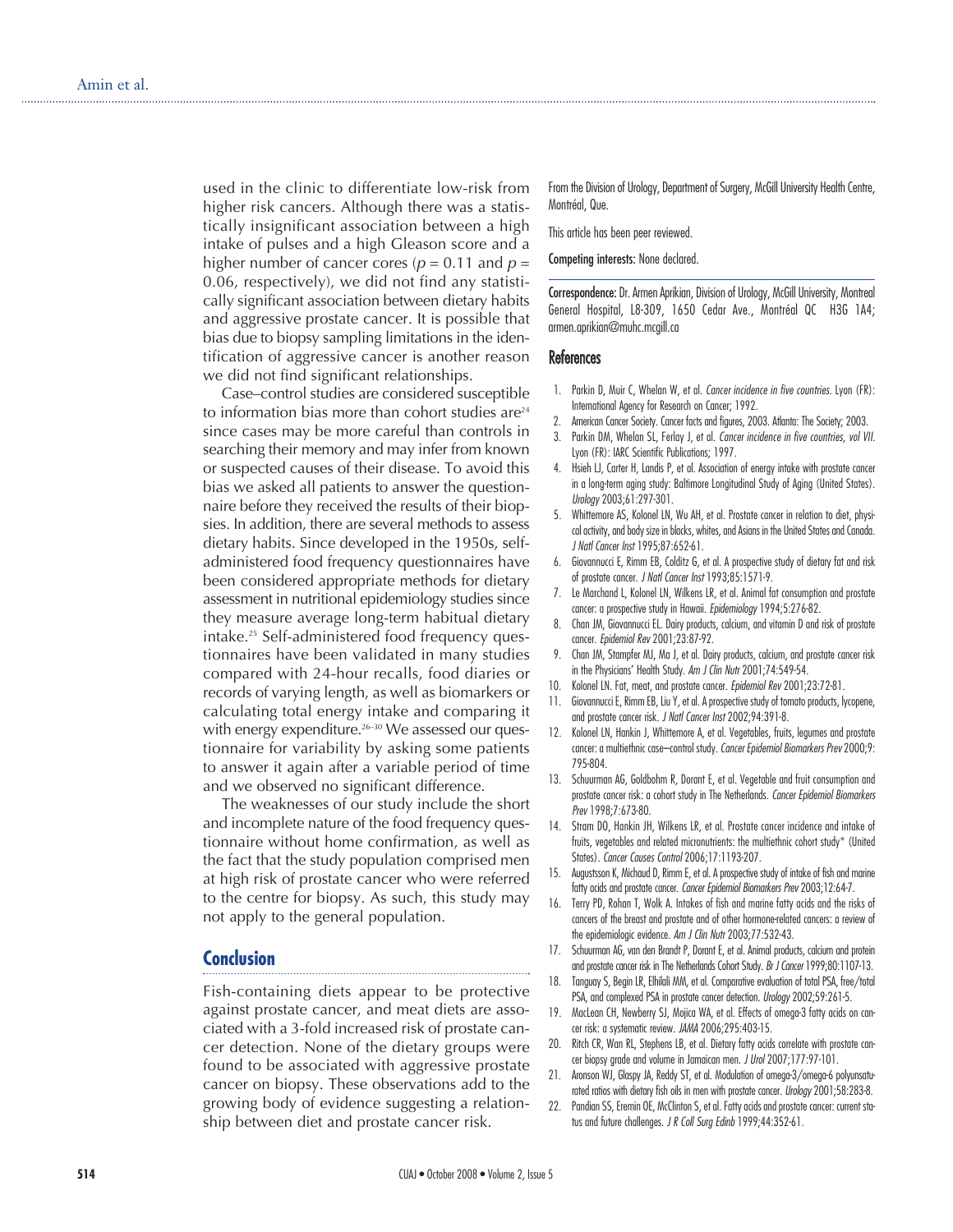used in the clinic to differentiate low-risk from higher risk cancers. Although there was a statistically insignificant association between a high intake of pulses and a high Gleason score and a higher number of cancer cores ($p$ = 0.11 and $p$ = 0.06, respectively), we did not find any statistically significant association between dietary habits and aggressive prostate cancer. It is possible that bias due to biopsy sampling limitations in the identification of aggressive cancer is another reason we did not find significant relationships.

Case–control studies are considered susceptible to information bias more than cohort studies are[24] since cases may be more careful than controls in searching their memory and may infer from known or suspected causes of their disease. To avoid this bias we asked all patients to answer the questionnaire before they received the results of their biopsies. In addition, there are several methods to assess dietary habits. Since developed in the 1950s, self-administered food frequency questionnaires have been considered appropriate methods for dietary assessment in nutritional epidemiology studies since they measure average long-term habitual dietary intake.[25] Self-administered food frequency questionnaires have been validated in many studies compared with 24-hour recalls, food diaries or records of varying length, as well as biomarkers or calculating total energy intake and comparing it with energy expenditure.[26–30] We assessed our questionnaire for variability by asking some patients to answer it again after a variable period of time and we observed no significant difference.

The weaknesses of our study include the short and incomplete nature of the food frequency questionnaire without home confirmation, as well as the fact that the study population comprised men at high risk of prostate cancer who were referred to the centre for biopsy. As such, this study may not apply to the general population.

## Conclusion

Fish-containing diets appear to be protective against prostate cancer, and meat diets are associated with a 3-fold increased risk of prostate cancer detection. None of the dietary groups were found to be associated with aggressive prostate cancer on biopsy. These observations add to the growing body of evidence suggesting a relationship between diet and prostate cancer risk.

From the Division of Urology, Department of Surgery, McGill University Health Centre, Montréal, Que.

This article has been peer reviewed.

**Competing interests:** None declared.

**Correspondence:** Dr. Armen Aprikian, Division of Urology, McGill University, Montreal General Hospital, L8-309, 1650 Cedar Ave., Montréal QC H3G 1A4; armen.aprikian@muhc.mcgill.ca

## References

1. Parkin D, Muir C, Whelan W, et al. *Cancer incidence in five countries.* Lyon (FR): International Agency for Research on Cancer; 1992.
2. American Cancer Society. Cancer facts and figures, 2003. Atlanta: The Society; 2003.
3. Parkin DM, Whelan SL, Ferlay J, et al. *Cancer incidence in five countries, vol VII.* Lyon (FR): IARC Scientific Publications; 1997.
4. Hsieh LJ, Carter H, Landis P, et al. Association of energy intake with prostate cancer in a long-term aging study: Baltimore Longitudinal Study of Aging (United States). *Urology* 2003;61:297-301.
5. Whittemore AS, Kolonel LN, Wu AH, et al. Prostate cancer in relation to diet, physical activity, and body size in blacks, whites, and Asians in the United States and Canada. *J Natl Cancer Inst* 1995;87:652-61.
6. Giovannucci E, Rimm EB, Colditz G, et al. A prospective study of dietary fat and risk of prostate cancer. *J Natl Cancer Inst* 1993;85:1571-9.
7. Le Marchand L, Kolonel LN, Wilkens LR, et al. Animal fat consumption and prostate cancer: a prospective study in Hawaii. *Epidemiology* 1994;5:276-82.
8. Chan JM, Giovannucci EL. Dairy products, calcium, and vitamin D and risk of prostate cancer. *Epidemiol Rev* 2001;23:87-92.
9. Chan JM, Stampfer MJ, Ma J, et al. Dairy products, calcium, and prostate cancer risk in the Physicians' Health Study. *Am J Clin Nutr* 2001;74:549-54.
10. Kolonel LN. Fat, meat, and prostate cancer. *Epidemiol Rev* 2001;23:72-81.
11. Giovannucci E, Rimm EB, Liu Y, et al. A prospective study of tomato products, lycopene, and prostate cancer risk. *J Natl Cancer Inst* 2002;94:391-8.
12. Kolonel LN, Hankin J, Whittemore A, et al. Vegetables, fruits, legumes and prostate cancer: a multiethnic case–control study. *Cancer Epidemiol Biomarkers Prev* 2000;9:795-804.
13. Schuurman AG, Goldbohm R, Dorant E, et al. Vegetable and fruit consumption and prostate cancer risk: a cohort study in The Netherlands. *Cancer Epidemiol Biomarkers Prev* 1998;7:673-80.
14. Stram DO, Hankin JH, Wilkens LR, et al. Prostate cancer incidence and intake of fruits, vegetables and related micronutrients: the multiethnic cohort study* (United States). *Cancer Causes Control* 2006;17:1193-207.
15. Augustsson K, Michaud D, Rimm E, et al. A prospective study of intake of fish and marine fatty acids and prostate cancer. *Cancer Epidemiol Biomarkers Prev* 2003;12:64-7.
16. Terry PD, Rohan T, Wolk A. Intakes of fish and marine fatty acids and the risks of cancers of the breast and prostate and of other hormone-related cancers: a review of the epidemiologic evidence. *Am J Clin Nutr* 2003;77:532-43.
17. Schuurman AG, van den Brandt P, Dorant E, et al. Animal products, calcium and protein and prostate cancer risk in The Netherlands Cohort Study. *Br J Cancer* 1999;80:1107-13.
18. Tanguay S, Begin LR, Elhilali MM, et al. Comparative evaluation of total PSA, free/total PSA, and complexed PSA in prostate cancer detection. *Urology* 2002;59:261-5.
19. MacLean CH, Newberry SJ, Mojica WA, et al. Effects of omega-3 fatty acids on cancer risk: a systematic review. *JAMA* 2006;295:403-15.
20. Ritch CR, Wan RL, Stephens LB, et al. Dietary fatty acids correlate with prostate cancer biopsy grade and volume in Jamaican men. *J Urol* 2007;177:97-101.
21. Aronson WJ, Glaspy JA, Reddy ST, et al. Modulation of omega-3/omega-6 polyunsaturated ratios with dietary fish oils in men with prostate cancer. *Urology* 2001;58:283-8.
22. Pandian SS, Eremin OE, McClinton S, et al. Fatty acids and prostate cancer: current status and future challenges. *J R Coll Surg Edinb* 1999;44:352-61.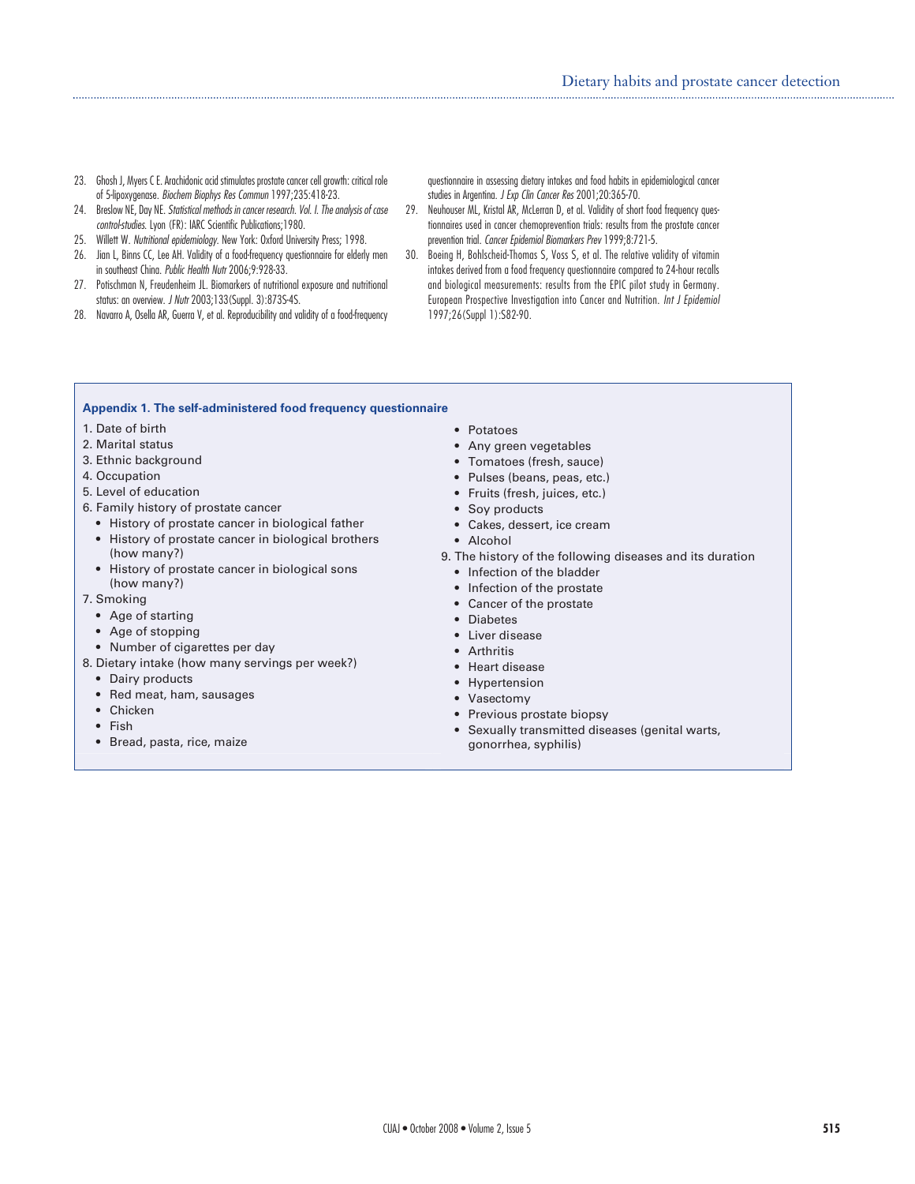23. Ghosh J, Myers C E. Arachidonic acid stimulates prostate cancer cell growth: critical role of 5-lipoxygenase. *Biochem Biophys Res Commun* 1997;235:418-23.
24. Breslow NE, Day NE. *Statistical methods in cancer research. Vol. I. The analysis of case control-studies.* Lyon (FR): IARC Scientific Publications;1980.
25. Willett W. *Nutritional epidemiology.* New York: Oxford University Press; 1998.
26. Jian L, Binns CC, Lee AH. Validity of a food-frequency questionnaire for elderly men in southeast China. *Public Health Nutr* 2006;9:928-33.
27. Potischman N, Freudenheim JL. Biomarkers of nutritional exposure and nutritional status: an overview. *J Nutr* 2003;133(Suppl. 3):873S-4S.
28. Navarro A, Osella AR, Guerra V, et al. Reproducibility and validity of a food-frequency questionnaire in assessing dietary intakes and food habits in epidemiological cancer studies in Argentina. *J Exp Clin Cancer Res* 2001;20:365-70.
29. Neuhouser ML, Kristal AR, McLerran D, et al. Validity of short food frequency questionnaires used in cancer chemoprevention trials: results from the prostate cancer prevention trial. *Cancer Epidemiol Biomarkers Prev* 1999;8:721-5.
30. Boeing H, Bohlscheid-Thomas S, Voss S, et al. The relative validity of vitamin intakes derived from a food frequency questionnaire compared to 24-hour recalls and biological measurements: results from the EPIC pilot study in Germany. European Prospective Investigation into Cancer and Nutrition. *Int J Epidemiol* 1997;26(Suppl 1):S82-90.

**Appendix 1. The self-administered food frequency questionnaire**

1. Date of birth
2. Marital status
3. Ethnic background
4. Occupation
5. Level of education
6. Family history of prostate cancer
   - History of prostate cancer in biological father
   - History of prostate cancer in biological brothers (how many?)
   - History of prostate cancer in biological sons (how many?)
7. Smoking
   - Age of starting
   - Age of stopping
   - Number of cigarettes per day
8. Dietary intake (how many servings per week?)
   - Dairy products
   - Red meat, ham, sausages
   - Chicken
   - Fish
   - Bread, pasta, rice, maize
   - Potatoes
   - Any green vegetables
   - Tomatoes (fresh, sauce)
   - Pulses (beans, peas, etc.)
   - Fruits (fresh, juices, etc.)
   - Soy products
   - Cakes, dessert, ice cream
   - Alcohol
9. The history of the following diseases and its duration
   - Infection of the bladder
   - Infection of the prostate
   - Cancer of the prostate
   - Diabetes
   - Liver disease
   - Arthritis
   - Heart disease
   - Hypertension
   - Vasectomy
   - Previous prostate biopsy
   - Sexually transmitted diseases (genital warts, gonorrhea, syphilis)